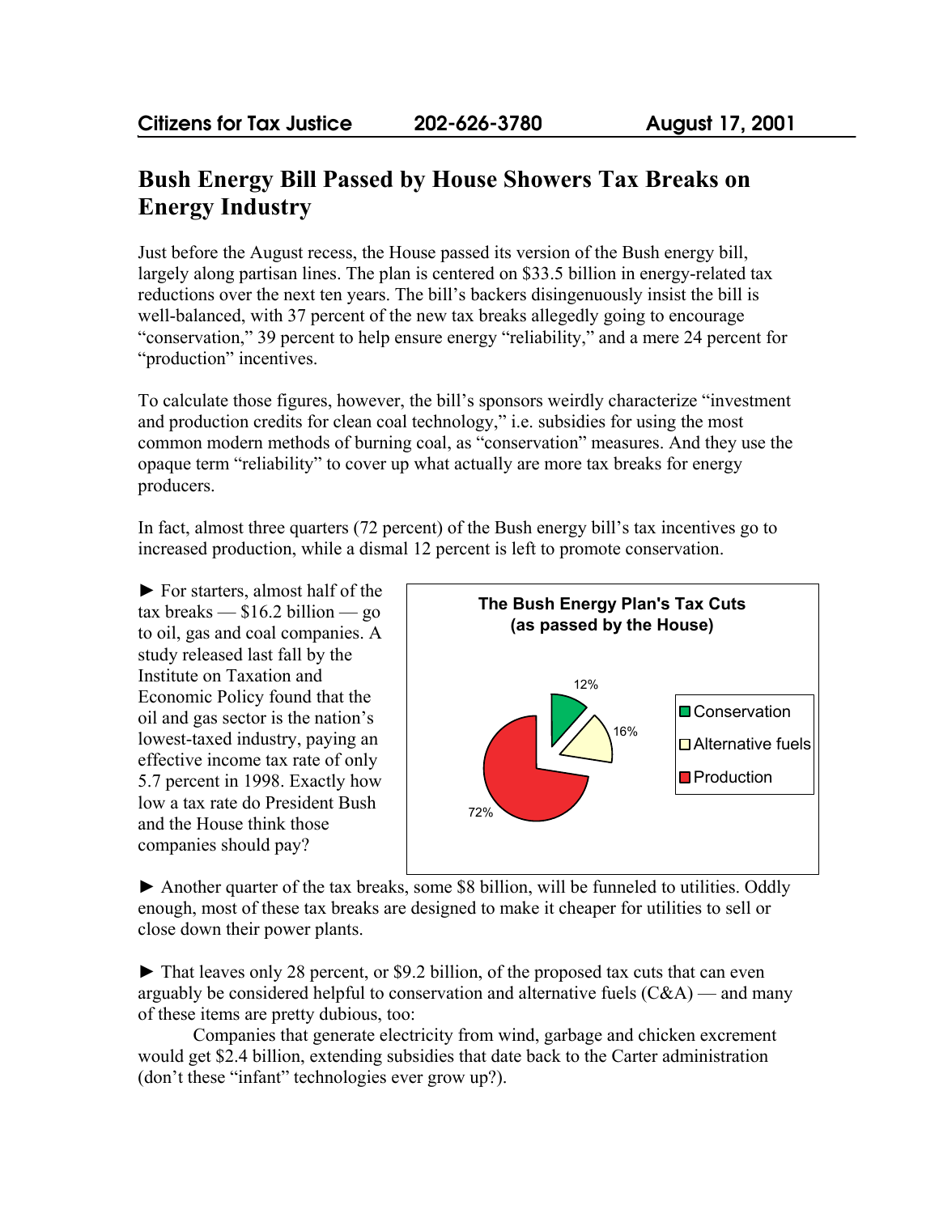**Citizens for Tax Justice** **202-626-3780** **August 17, 2001**

# Bush Energy Bill Passed by House Showers Tax Breaks on Energy Industry

Just before the August recess, the House passed its version of the Bush energy bill, largely along partisan lines. The plan is centered on $33.5 billion in energy-related tax reductions over the next ten years. The bill's backers disingenuously insist the bill is well-balanced, with 37 percent of the new tax breaks allegedly going to encourage "conservation," 39 percent to help ensure energy "reliability," and a mere 24 percent for "production" incentives.

To calculate those figures, however, the bill's sponsors weirdly characterize "investment and production credits for clean coal technology," i.e. subsidies for using the most common modern methods of burning coal, as "conservation" measures. And they use the opaque term "reliability" to cover up what actually are more tax breaks for energy producers.

In fact, almost three quarters (72 percent) of the Bush energy bill's tax incentives go to increased production, while a dismal 12 percent is left to promote conservation.

► For starters, almost half of the tax breaks — $16.2 billion — go to oil, gas and coal companies. A study released last fall by the Institute on Taxation and Economic Policy found that the oil and gas sector is the nation's lowest-taxed industry, paying an effective income tax rate of only 5.7 percent in 1998. Exactly how low a tax rate do President Bush and the House think those companies should pay?

**The Bush Energy Plan's Tax Cuts (as passed by the House)**

| Category | Share |
|---|---|
| Conservation | 12% |
| Alternative fuels | 16% |
| Production | 72% |

► Another quarter of the tax breaks, some $8 billion, will be funneled to utilities. Oddly enough, most of these tax breaks are designed to make it cheaper for utilities to sell or close down their power plants.

► That leaves only 28 percent, or $9.2 billion, of the proposed tax cuts that can even arguably be considered helpful to conservation and alternative fuels (C&A) — and many of these items are pretty dubious, too:

Companies that generate electricity from wind, garbage and chicken excrement would get $2.4 billion, extending subsidies that date back to the Carter administration (don't these "infant" technologies ever grow up?).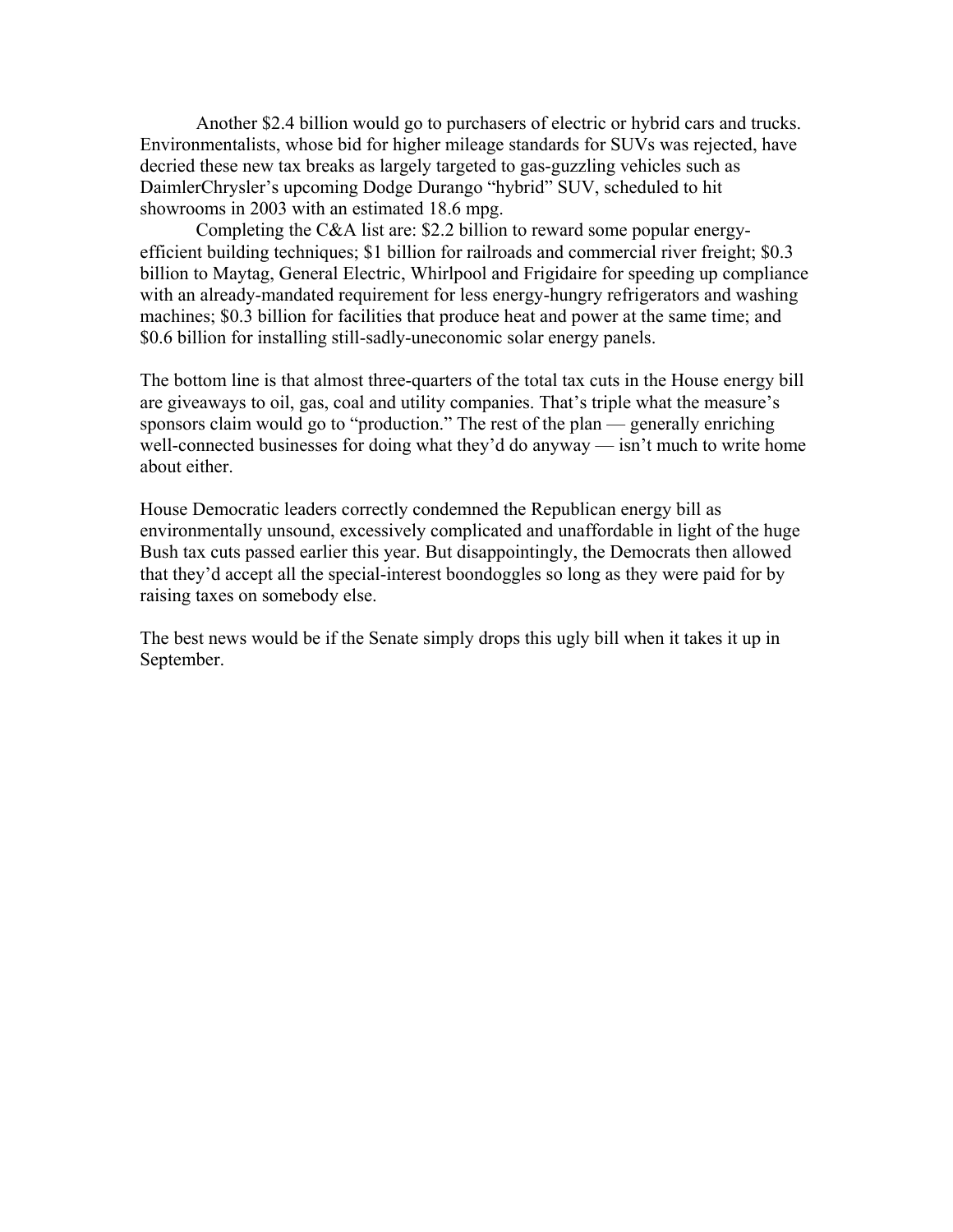Another $2.4 billion would go to purchasers of electric or hybrid cars and trucks. Environmentalists, whose bid for higher mileage standards for SUVs was rejected, have decried these new tax breaks as largely targeted to gas-guzzling vehicles such as DaimlerChrysler's upcoming Dodge Durango "hybrid" SUV, scheduled to hit showrooms in 2003 with an estimated 18.6 mpg.

Completing the C&A list are: $2.2 billion to reward some popular energy-efficient building techniques; $1 billion for railroads and commercial river freight; $0.3 billion to Maytag, General Electric, Whirlpool and Frigidaire for speeding up compliance with an already-mandated requirement for less energy-hungry refrigerators and washing machines; $0.3 billion for facilities that produce heat and power at the same time; and $0.6 billion for installing still-sadly-uneconomic solar energy panels.

The bottom line is that almost three-quarters of the total tax cuts in the House energy bill are giveaways to oil, gas, coal and utility companies. That's triple what the measure's sponsors claim would go to "production." The rest of the plan — generally enriching well-connected businesses for doing what they'd do anyway — isn't much to write home about either.

House Democratic leaders correctly condemned the Republican energy bill as environmentally unsound, excessively complicated and unaffordable in light of the huge Bush tax cuts passed earlier this year. But disappointingly, the Democrats then allowed that they'd accept all the special-interest boondoggles so long as they were paid for by raising taxes on somebody else.

The best news would be if the Senate simply drops this ugly bill when it takes it up in September.